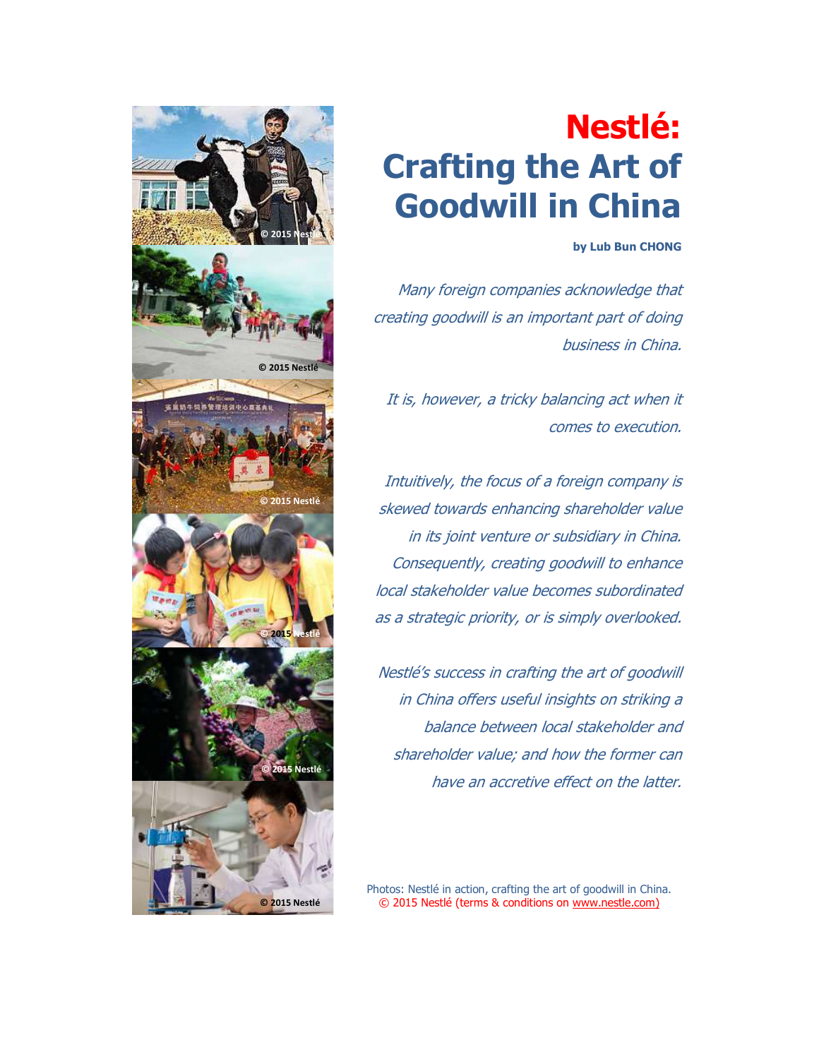# Nestlé: Crafting the Art of Goodwill in China

**by Lub Bun CHONG**

*Many foreign companies acknowledge that creating goodwill is an important part of doing business in China.*

*It is, however, a tricky balancing act when it comes to execution.*

*Intuitively, the focus of a foreign company is skewed towards enhancing shareholder value in its joint venture or subsidiary in China. Consequently, creating goodwill to enhance local stakeholder value becomes subordinated as a strategic priority, or is simply overlooked.*

*Nestlé's success in crafting the art of goodwill in China offers useful insights on striking a balance between local stakeholder and shareholder value; and how the former can have an accretive effect on the latter.*

Photos: Nestlé in action, crafting the art of goodwill in China.
© 2015 Nestlé (terms & conditions on www.nestle.com)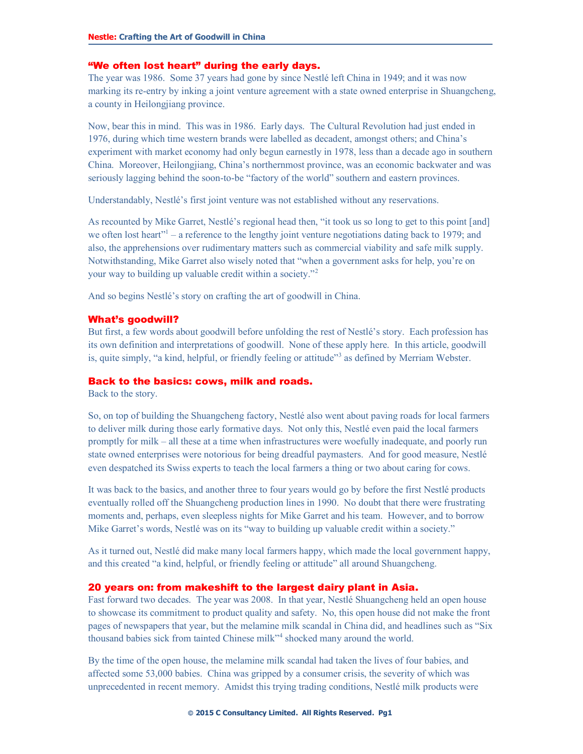## "We often lost heart" during the early days.

The year was 1986. Some 37 years had gone by since Nestlé left China in 1949; and it was now marking its re-entry by inking a joint venture agreement with a state owned enterprise in Shuangcheng, a county in Heilongjiang province.

Now, bear this in mind. This was in 1986. Early days. The Cultural Revolution had just ended in 1976, during which time western brands were labelled as decadent, amongst others; and China's experiment with market economy had only begun earnestly in 1978, less than a decade ago in southern China. Moreover, Heilongjiang, China's northernmost province, was an economic backwater and was seriously lagging behind the soon-to-be "factory of the world" southern and eastern provinces.

Understandably, Nestlé's first joint venture was not established without any reservations.

As recounted by Mike Garret, Nestlé's regional head then, "it took us so long to get to this point [and] we often lost heart"[1] – a reference to the lengthy joint venture negotiations dating back to 1979; and also, the apprehensions over rudimentary matters such as commercial viability and safe milk supply. Notwithstanding, Mike Garret also wisely noted that "when a government asks for help, you're on your way to building up valuable credit within a society."[2]

And so begins Nestlé's story on crafting the art of goodwill in China.

## What's goodwill?

But first, a few words about goodwill before unfolding the rest of Nestlé's story. Each profession has its own definition and interpretations of goodwill. None of these apply here. In this article, goodwill is, quite simply, "a kind, helpful, or friendly feeling or attitude"[3] as defined by Merriam Webster.

## Back to the basics: cows, milk and roads.

Back to the story.

So, on top of building the Shuangcheng factory, Nestlé also went about paving roads for local farmers to deliver milk during those early formative days. Not only this, Nestlé even paid the local farmers promptly for milk – all these at a time when infrastructures were woefully inadequate, and poorly run state owned enterprises were notorious for being dreadful paymasters. And for good measure, Nestlé even despatched its Swiss experts to teach the local farmers a thing or two about caring for cows.

It was back to the basics, and another three to four years would go by before the first Nestlé products eventually rolled off the Shuangcheng production lines in 1990. No doubt that there were frustrating moments and, perhaps, even sleepless nights for Mike Garret and his team. However, and to borrow Mike Garret's words, Nestlé was on its "way to building up valuable credit within a society."

As it turned out, Nestlé did make many local farmers happy, which made the local government happy, and this created "a kind, helpful, or friendly feeling or attitude" all around Shuangcheng.

## 20 years on: from makeshift to the largest dairy plant in Asia.

Fast forward two decades. The year was 2008. In that year, Nestlé Shuangcheng held an open house to showcase its commitment to product quality and safety. No, this open house did not make the front pages of newspapers that year, but the melamine milk scandal in China did, and headlines such as "Six thousand babies sick from tainted Chinese milk"[4] shocked many around the world.

By the time of the open house, the melamine milk scandal had taken the lives of four babies, and affected some 53,000 babies. China was gripped by a consumer crisis, the severity of which was unprecedented in recent memory. Amidst this trying trading conditions, Nestlé milk products were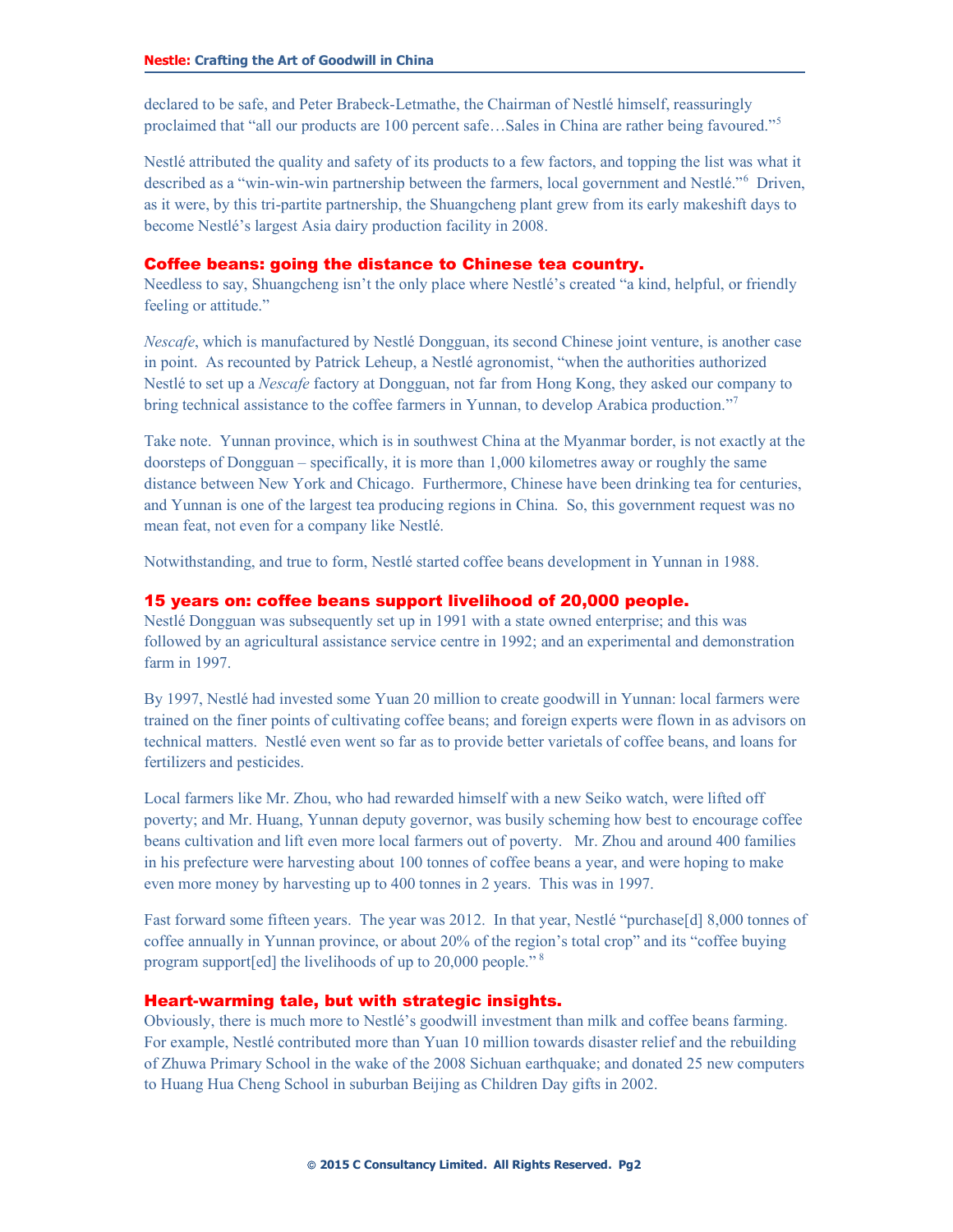declared to be safe, and Peter Brabeck-Letmathe, the Chairman of Nestlé himself, reassuringly proclaimed that "all our products are 100 percent safe…Sales in China are rather being favoured."[5]

Nestlé attributed the quality and safety of its products to a few factors, and topping the list was what it described as a "win-win-win partnership between the farmers, local government and Nestlé."[6] Driven, as it were, by this tri-partite partnership, the Shuangcheng plant grew from its early makeshift days to become Nestlé's largest Asia dairy production facility in 2008.

## Coffee beans: going the distance to Chinese tea country.

Needless to say, Shuangcheng isn't the only place where Nestlé's created "a kind, helpful, or friendly feeling or attitude."

*Nescafe*, which is manufactured by Nestlé Dongguan, its second Chinese joint venture, is another case in point. As recounted by Patrick Leheup, a Nestlé agronomist, "when the authorities authorized Nestlé to set up a *Nescafe* factory at Dongguan, not far from Hong Kong, they asked our company to bring technical assistance to the coffee farmers in Yunnan, to develop Arabica production."[7]

Take note. Yunnan province, which is in southwest China at the Myanmar border, is not exactly at the doorsteps of Dongguan – specifically, it is more than 1,000 kilometres away or roughly the same distance between New York and Chicago. Furthermore, Chinese have been drinking tea for centuries, and Yunnan is one of the largest tea producing regions in China. So, this government request was no mean feat, not even for a company like Nestlé.

Notwithstanding, and true to form, Nestlé started coffee beans development in Yunnan in 1988.

## 15 years on: coffee beans support livelihood of 20,000 people.

Nestlé Dongguan was subsequently set up in 1991 with a state owned enterprise; and this was followed by an agricultural assistance service centre in 1992; and an experimental and demonstration farm in 1997.

By 1997, Nestlé had invested some Yuan 20 million to create goodwill in Yunnan: local farmers were trained on the finer points of cultivating coffee beans; and foreign experts were flown in as advisors on technical matters. Nestlé even went so far as to provide better varietals of coffee beans, and loans for fertilizers and pesticides.

Local farmers like Mr. Zhou, who had rewarded himself with a new Seiko watch, were lifted off poverty; and Mr. Huang, Yunnan deputy governor, was busily scheming how best to encourage coffee beans cultivation and lift even more local farmers out of poverty. Mr. Zhou and around 400 families in his prefecture were harvesting about 100 tonnes of coffee beans a year, and were hoping to make even more money by harvesting up to 400 tonnes in 2 years. This was in 1997.

Fast forward some fifteen years. The year was 2012. In that year, Nestlé "purchase[d] 8,000 tonnes of coffee annually in Yunnan province, or about 20% of the region's total crop" and its "coffee buying program support[ed] the livelihoods of up to 20,000 people."[8]

## Heart-warming tale, but with strategic insights.

Obviously, there is much more to Nestlé's goodwill investment than milk and coffee beans farming. For example, Nestlé contributed more than Yuan 10 million towards disaster relief and the rebuilding of Zhuwa Primary School in the wake of the 2008 Sichuan earthquake; and donated 25 new computers to Huang Hua Cheng School in suburban Beijing as Children Day gifts in 2002.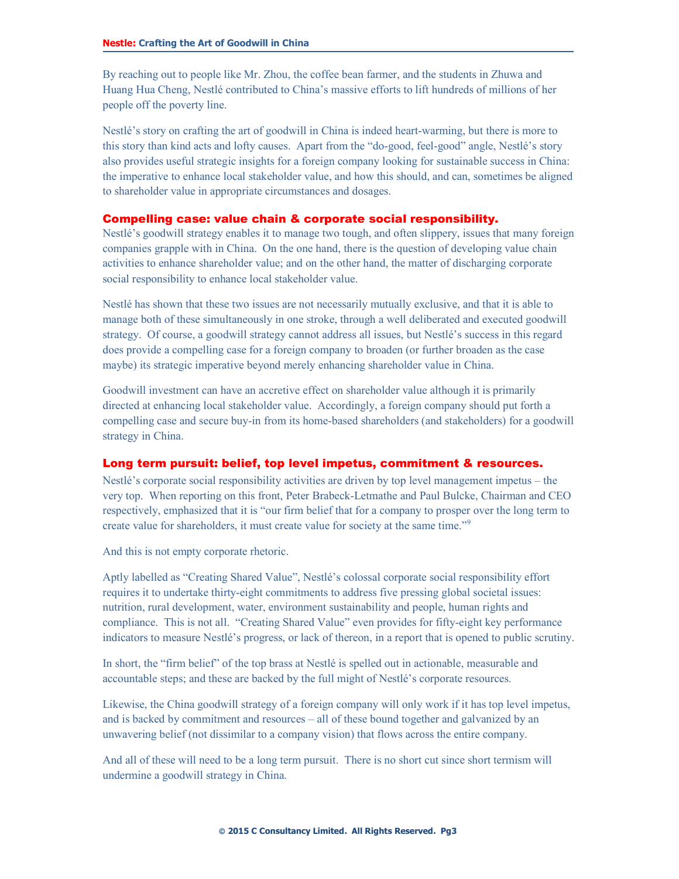By reaching out to people like Mr. Zhou, the coffee bean farmer, and the students in Zhuwa and Huang Hua Cheng, Nestlé contributed to China's massive efforts to lift hundreds of millions of her people off the poverty line.

Nestlé's story on crafting the art of goodwill in China is indeed heart-warming, but there is more to this story than kind acts and lofty causes. Apart from the "do-good, feel-good" angle, Nestlé's story also provides useful strategic insights for a foreign company looking for sustainable success in China: the imperative to enhance local stakeholder value, and how this should, and can, sometimes be aligned to shareholder value in appropriate circumstances and dosages.

## Compelling case: value chain & corporate social responsibility.

Nestlé's goodwill strategy enables it to manage two tough, and often slippery, issues that many foreign companies grapple with in China. On the one hand, there is the question of developing value chain activities to enhance shareholder value; and on the other hand, the matter of discharging corporate social responsibility to enhance local stakeholder value.

Nestlé has shown that these two issues are not necessarily mutually exclusive, and that it is able to manage both of these simultaneously in one stroke, through a well deliberated and executed goodwill strategy. Of course, a goodwill strategy cannot address all issues, but Nestlé's success in this regard does provide a compelling case for a foreign company to broaden (or further broaden as the case maybe) its strategic imperative beyond merely enhancing shareholder value in China.

Goodwill investment can have an accretive effect on shareholder value although it is primarily directed at enhancing local stakeholder value. Accordingly, a foreign company should put forth a compelling case and secure buy-in from its home-based shareholders (and stakeholders) for a goodwill strategy in China.

## Long term pursuit: belief, top level impetus, commitment & resources.

Nestlé's corporate social responsibility activities are driven by top level management impetus – the very top. When reporting on this front, Peter Brabeck-Letmathe and Paul Bulcke, Chairman and CEO respectively, emphasized that it is "our firm belief that for a company to prosper over the long term to create value for shareholders, it must create value for society at the same time."[9]

And this is not empty corporate rhetoric.

Aptly labelled as "Creating Shared Value", Nestlé's colossal corporate social responsibility effort requires it to undertake thirty-eight commitments to address five pressing global societal issues: nutrition, rural development, water, environment sustainability and people, human rights and compliance. This is not all. "Creating Shared Value" even provides for fifty-eight key performance indicators to measure Nestlé's progress, or lack of thereon, in a report that is opened to public scrutiny.

In short, the "firm belief" of the top brass at Nestlé is spelled out in actionable, measurable and accountable steps; and these are backed by the full might of Nestlé's corporate resources.

Likewise, the China goodwill strategy of a foreign company will only work if it has top level impetus, and is backed by commitment and resources – all of these bound together and galvanized by an unwavering belief (not dissimilar to a company vision) that flows across the entire company.

And all of these will need to be a long term pursuit. There is no short cut since short termism will undermine a goodwill strategy in China.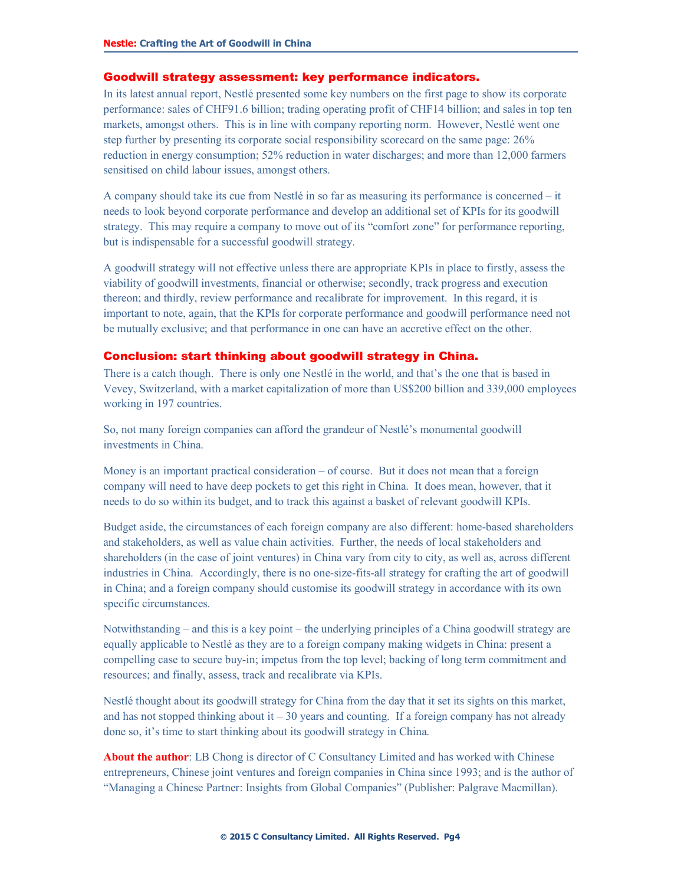## Goodwill strategy assessment: key performance indicators.

In its latest annual report, Nestlé presented some key numbers on the first page to show its corporate performance: sales of CHF91.6 billion; trading operating profit of CHF14 billion; and sales in top ten markets, amongst others. This is in line with company reporting norm. However, Nestlé went one step further by presenting its corporate social responsibility scorecard on the same page: 26% reduction in energy consumption; 52% reduction in water discharges; and more than 12,000 farmers sensitised on child labour issues, amongst others.

A company should take its cue from Nestlé in so far as measuring its performance is concerned – it needs to look beyond corporate performance and develop an additional set of KPIs for its goodwill strategy. This may require a company to move out of its "comfort zone" for performance reporting, but is indispensable for a successful goodwill strategy.

A goodwill strategy will not effective unless there are appropriate KPIs in place to firstly, assess the viability of goodwill investments, financial or otherwise; secondly, track progress and execution thereon; and thirdly, review performance and recalibrate for improvement. In this regard, it is important to note, again, that the KPIs for corporate performance and goodwill performance need not be mutually exclusive; and that performance in one can have an accretive effect on the other.

## Conclusion: start thinking about goodwill strategy in China.

There is a catch though. There is only one Nestlé in the world, and that's the one that is based in Vevey, Switzerland, with a market capitalization of more than US$200 billion and 339,000 employees working in 197 countries.

So, not many foreign companies can afford the grandeur of Nestlé's monumental goodwill investments in China.

Money is an important practical consideration – of course. But it does not mean that a foreign company will need to have deep pockets to get this right in China. It does mean, however, that it needs to do so within its budget, and to track this against a basket of relevant goodwill KPIs.

Budget aside, the circumstances of each foreign company are also different: home-based shareholders and stakeholders, as well as value chain activities. Further, the needs of local stakeholders and shareholders (in the case of joint ventures) in China vary from city to city, as well as, across different industries in China. Accordingly, there is no one-size-fits-all strategy for crafting the art of goodwill in China; and a foreign company should customise its goodwill strategy in accordance with its own specific circumstances.

Notwithstanding – and this is a key point – the underlying principles of a China goodwill strategy are equally applicable to Nestlé as they are to a foreign company making widgets in China: present a compelling case to secure buy-in; impetus from the top level; backing of long term commitment and resources; and finally, assess, track and recalibrate via KPIs.

Nestlé thought about its goodwill strategy for China from the day that it set its sights on this market, and has not stopped thinking about it – 30 years and counting. If a foreign company has not already done so, it's time to start thinking about its goodwill strategy in China.

**About the author**: LB Chong is director of C Consultancy Limited and has worked with Chinese entrepreneurs, Chinese joint ventures and foreign companies in China since 1993; and is the author of "Managing a Chinese Partner: Insights from Global Companies" (Publisher: Palgrave Macmillan).

© 2015 C Consultancy Limited. All Rights Reserved.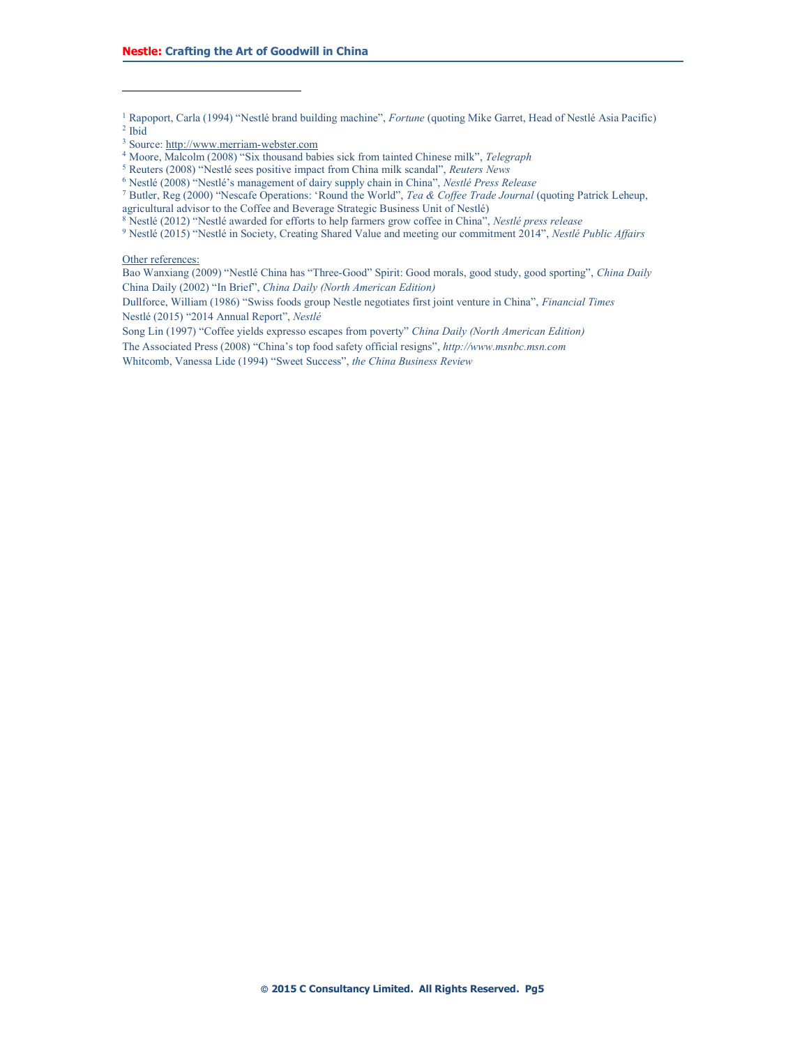[1] Rapoport, Carla (1994) "Nestlé brand building machine", *Fortune* (quoting Mike Garret, Head of Nestlé Asia Pacific)
[2] Ibid
[3] Source: http://www.merriam-webster.com
[4] Moore, Malcolm (2008) "Six thousand babies sick from tainted Chinese milk", *Telegraph*
[5] Reuters (2008) "Nestlé sees positive impact from China milk scandal", *Reuters News*
[6] Nestlé (2008) "Nestlé's management of dairy supply chain in China", *Nestlé Press Release*
[7] Butler, Reg (2000) "Nescafe Operations: 'Round the World", *Tea & Coffee Trade Journal* (quoting Patrick Leheup, agricultural advisor to the Coffee and Beverage Strategic Business Unit of Nestlé)
[8] Nestlé (2012) "Nestlé awarded for efforts to help farmers grow coffee in China", *Nestlé press release*
[9] Nestlé (2015) "Nestlé in Society, Creating Shared Value and meeting our commitment 2014", *Nestlé Public Affairs*

Other references:

Bao Wanxiang (2009) "Nestlé China has "Three-Good" Spirit: Good morals, good study, good sporting", *China Daily*

China Daily (2002) "In Brief", *China Daily (North American Edition)*

Dullforce, William (1986) "Swiss foods group Nestle negotiates first joint venture in China", *Financial Times*

Nestlé (2015) "2014 Annual Report", *Nestlé*

Song Lin (1997) "Coffee yields expresso escapes from poverty" *China Daily (North American Edition)*

The Associated Press (2008) "China's top food safety official resigns", *http://www.msnbc.msn.com*

Whitcomb, Vanessa Lide (1994) "Sweet Success", *the China Business Review*